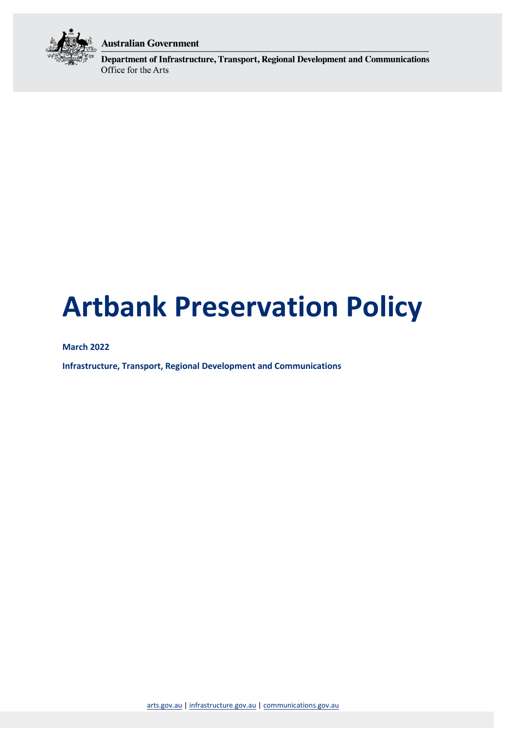Australian Government

Department of Infrastructure, Transport, Regional Development and Communications
Office for the Arts

# Artbank Preservation Policy

**March 2022**

**Infrastructure, Transport, Regional Development and Communications**

arts.gov.au | infrastructure.gov.au | communications.gov.au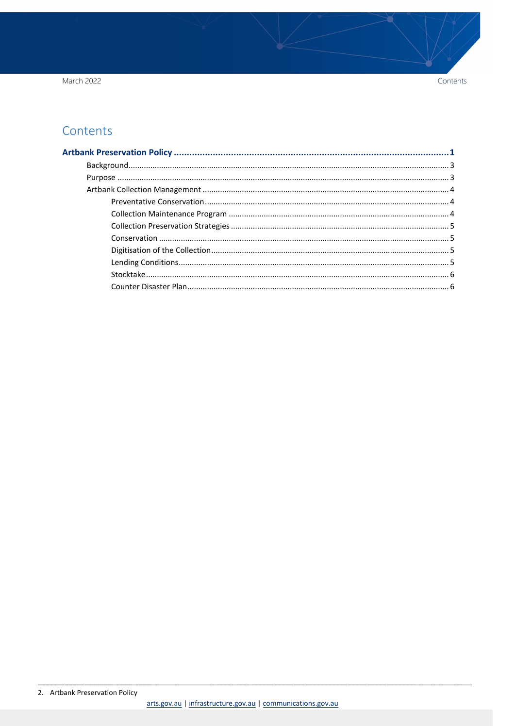# Contents

**Artbank Preservation Policy ........................................................................................................... 1**

- Background ........................................................................................................................ 3
- Purpose ............................................................................................................................. 3
- Artbank Collection Management ....................................................................................... 4
  - Preventative Conservation ......................................................................................... 4
  - Collection Maintenance Program ............................................................................... 4
  - Collection Preservation Strategies .............................................................................. 5
  - Conservation .............................................................................................................. 5
  - Digitisation of the Collection ...................................................................................... 5
  - Lending Conditions ..................................................................................................... 5
  - Stocktake .................................................................................................................... 6
  - Counter Disaster Plan ................................................................................................. 6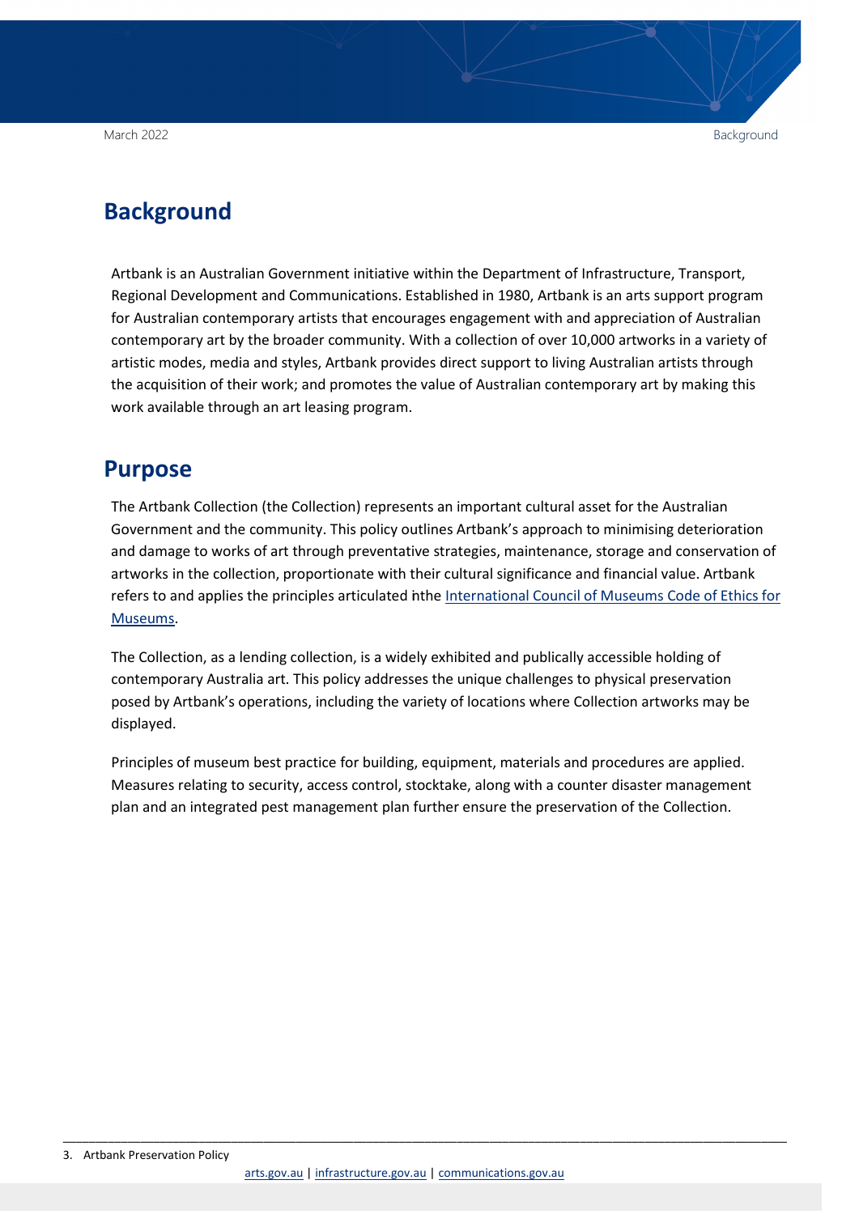## Background

Artbank is an Australian Government initiative within the Department of Infrastructure, Transport, Regional Development and Communications. Established in 1980, Artbank is an arts support program for Australian contemporary artists that encourages engagement with and appreciation of Australian contemporary art by the broader community. With a collection of over 10,000 artworks in a variety of artistic modes, media and styles, Artbank provides direct support to living Australian artists through the acquisition of their work; and promotes the value of Australian contemporary art by making this work available through an art leasing program.

## Purpose

The Artbank Collection (the Collection) represents an important cultural asset for the Australian Government and the community. This policy outlines Artbank's approach to minimising deterioration and damage to works of art through preventative strategies, maintenance, storage and conservation of artworks in the collection, proportionate with their cultural significance and financial value. Artbank refers to and applies the principles articulated inthe International Council of Museums Code of Ethics for Museums.

The Collection, as a lending collection, is a widely exhibited and publically accessible holding of contemporary Australia art. This policy addresses the unique challenges to physical preservation posed by Artbank's operations, including the variety of locations where Collection artworks may be displayed.

Principles of museum best practice for building, equipment, materials and procedures are applied. Measures relating to security, access control, stocktake, along with a counter disaster management plan and an integrated pest management plan further ensure the preservation of the Collection.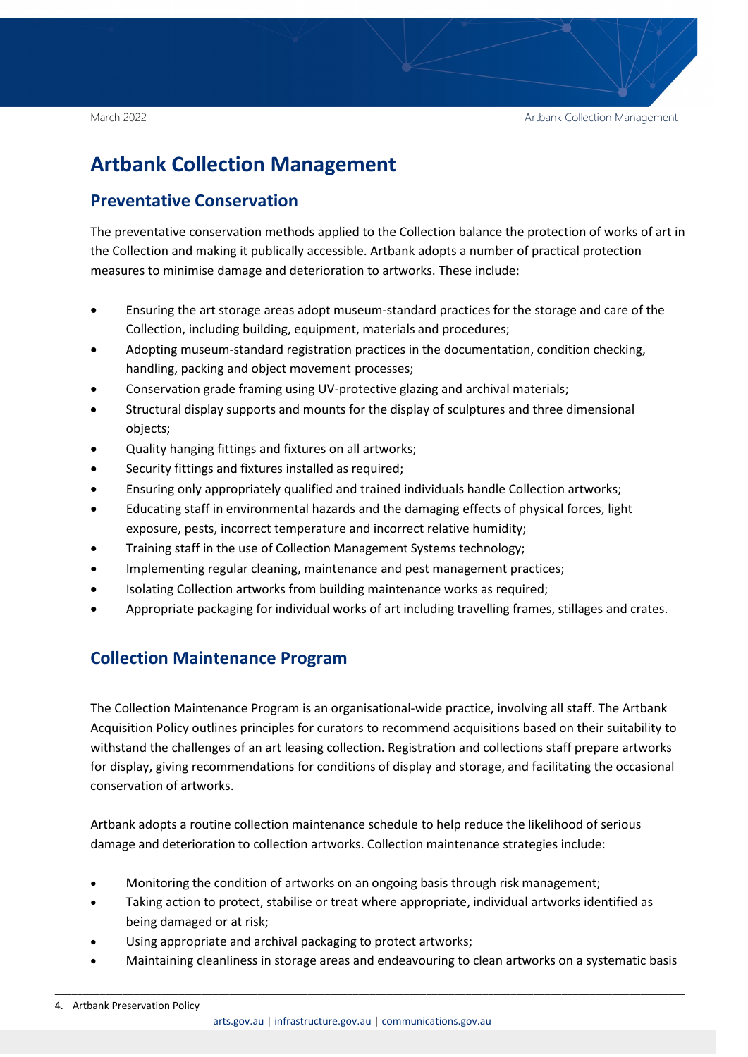# Artbank Collection Management

## Preventative Conservation

The preventative conservation methods applied to the Collection balance the protection of works of art in the Collection and making it publically accessible. Artbank adopts a number of practical protection measures to minimise damage and deterioration to artworks. These include:

- Ensuring the art storage areas adopt museum-standard practices for the storage and care of the Collection, including building, equipment, materials and procedures;
- Adopting museum-standard registration practices in the documentation, condition checking, handling, packing and object movement processes;
- Conservation grade framing using UV-protective glazing and archival materials;
- Structural display supports and mounts for the display of sculptures and three dimensional objects;
- Quality hanging fittings and fixtures on all artworks;
- Security fittings and fixtures installed as required;
- Ensuring only appropriately qualified and trained individuals handle Collection artworks;
- Educating staff in environmental hazards and the damaging effects of physical forces, light exposure, pests, incorrect temperature and incorrect relative humidity;
- Training staff in the use of Collection Management Systems technology;
- Implementing regular cleaning, maintenance and pest management practices;
- Isolating Collection artworks from building maintenance works as required;
- Appropriate packaging for individual works of art including travelling frames, stillages and crates.

## Collection Maintenance Program

The Collection Maintenance Program is an organisational-wide practice, involving all staff. The Artbank Acquisition Policy outlines principles for curators to recommend acquisitions based on their suitability to withstand the challenges of an art leasing collection. Registration and collections staff prepare artworks for display, giving recommendations for conditions of display and storage, and facilitating the occasional conservation of artworks.

Artbank adopts a routine collection maintenance schedule to help reduce the likelihood of serious damage and deterioration to collection artworks. Collection maintenance strategies include:

- Monitoring the condition of artworks on an ongoing basis through risk management;
- Taking action to protect, stabilise or treat where appropriate, individual artworks identified as being damaged or at risk;
- Using appropriate and archival packaging to protect artworks;
- Maintaining cleanliness in storage areas and endeavouring to clean artworks on a systematic basis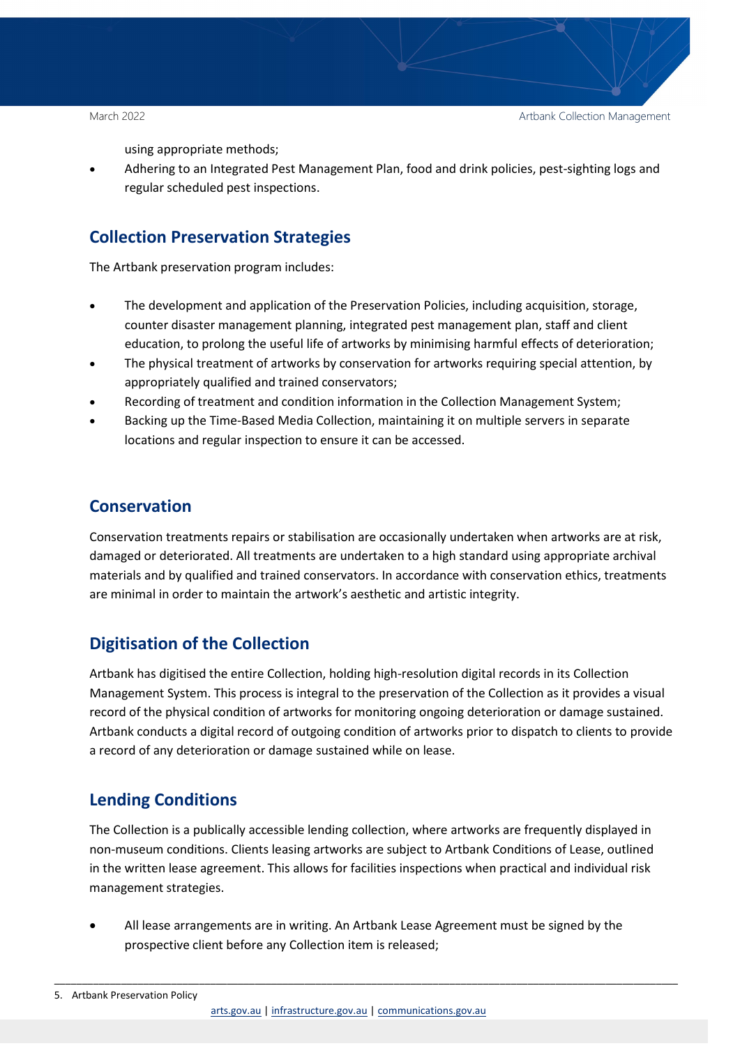using appropriate methods;

- Adhering to an Integrated Pest Management Plan, food and drink policies, pest-sighting logs and regular scheduled pest inspections.

## Collection Preservation Strategies

The Artbank preservation program includes:

- The development and application of the Preservation Policies, including acquisition, storage, counter disaster management planning, integrated pest management plan, staff and client education, to prolong the useful life of artworks by minimising harmful effects of deterioration;
- The physical treatment of artworks by conservation for artworks requiring special attention, by appropriately qualified and trained conservators;
- Recording of treatment and condition information in the Collection Management System;
- Backing up the Time-Based Media Collection, maintaining it on multiple servers in separate locations and regular inspection to ensure it can be accessed.

## Conservation

Conservation treatments repairs or stabilisation are occasionally undertaken when artworks are at risk, damaged or deteriorated. All treatments are undertaken to a high standard using appropriate archival materials and by qualified and trained conservators. In accordance with conservation ethics, treatments are minimal in order to maintain the artwork's aesthetic and artistic integrity.

## Digitisation of the Collection

Artbank has digitised the entire Collection, holding high-resolution digital records in its Collection Management System. This process is integral to the preservation of the Collection as it provides a visual record of the physical condition of artworks for monitoring ongoing deterioration or damage sustained. Artbank conducts a digital record of outgoing condition of artworks prior to dispatch to clients to provide a record of any deterioration or damage sustained while on lease.

## Lending Conditions

The Collection is a publically accessible lending collection, where artworks are frequently displayed in non-museum conditions. Clients leasing artworks are subject to Artbank Conditions of Lease, outlined in the written lease agreement. This allows for facilities inspections when practical and individual risk management strategies.

- All lease arrangements are in writing. An Artbank Lease Agreement must be signed by the prospective client before any Collection item is released;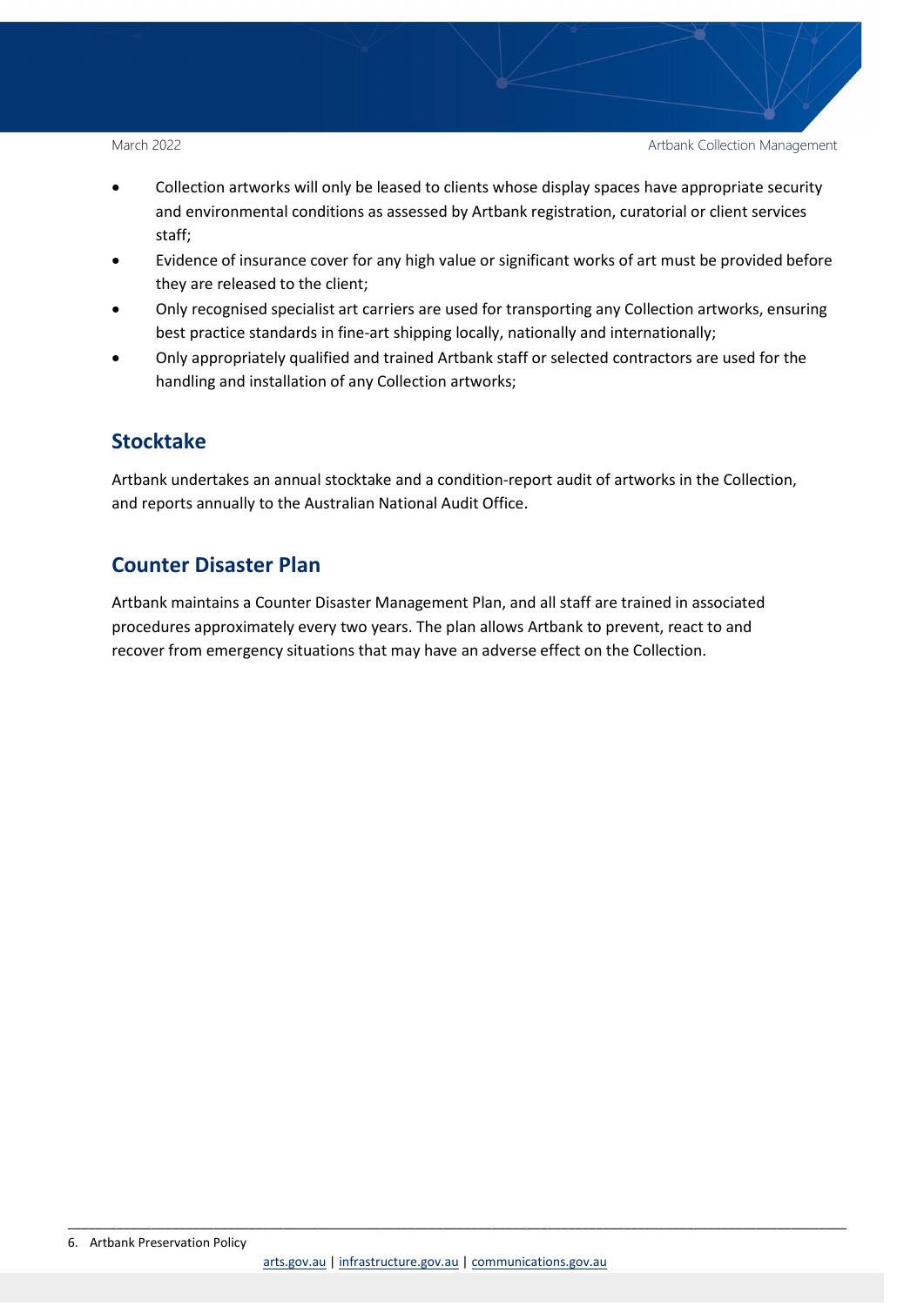- Collection artworks will only be leased to clients whose display spaces have appropriate security and environmental conditions as assessed by Artbank registration, curatorial or client services staff;
- Evidence of insurance cover for any high value or significant works of art must be provided before they are released to the client;
- Only recognised specialist art carriers are used for transporting any Collection artworks, ensuring best practice standards in fine-art shipping locally, nationally and internationally;
- Only appropriately qualified and trained Artbank staff or selected contractors are used for the handling and installation of any Collection artworks;

## Stocktake

Artbank undertakes an annual stocktake and a condition-report audit of artworks in the Collection, and reports annually to the Australian National Audit Office.

## Counter Disaster Plan

Artbank maintains a Counter Disaster Management Plan, and all staff are trained in associated procedures approximately every two years. The plan allows Artbank to prevent, react to and recover from emergency situations that may have an adverse effect on the Collection.